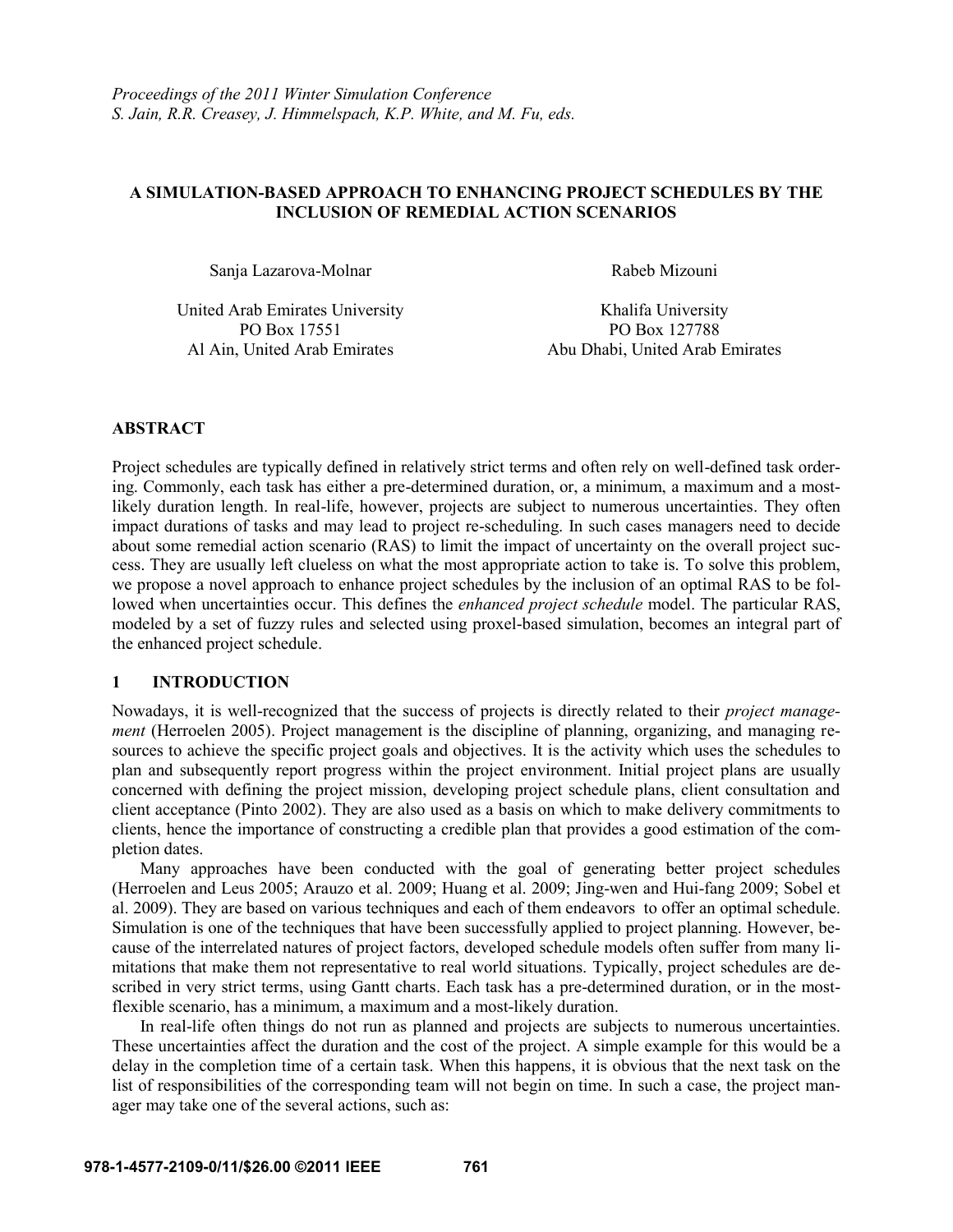*Proceedings of the 2011 Winter Simulation Conference*
*S. Jain, R.R. Creasey, J. Himmelspach, K.P. White, and M. Fu, eds.*

# A SIMULATION-BASED APPROACH TO ENHANCING PROJECT SCHEDULES BY THE INCLUSION OF REMEDIAL ACTION SCENARIOS

Sanja Lazarova-Molnar
United Arab Emirates University
PO Box 17551
Al Ain, United Arab Emirates

Rabeb Mizouni
Khalifa University
PO Box 127788
Abu Dhabi, United Arab Emirates

## ABSTRACT

Project schedules are typically defined in relatively strict terms and often rely on well-defined task ordering. Commonly, each task has either a pre-determined duration, or, a minimum, a maximum and a most-likely duration length. In real-life, however, projects are subject to numerous uncertainties. They often impact durations of tasks and may lead to project re-scheduling. In such cases managers need to decide about some remedial action scenario (RAS) to limit the impact of uncertainty on the overall project success. They are usually left clueless on what the most appropriate action to take is. To solve this problem, we propose a novel approach to enhance project schedules by the inclusion of an optimal RAS to be followed when uncertainties occur. This defines the *enhanced project schedule* model. The particular RAS, modeled by a set of fuzzy rules and selected using proxel-based simulation, becomes an integral part of the enhanced project schedule.

## 1 INTRODUCTION

Nowadays, it is well-recognized that the success of projects is directly related to their *project management* (Herroelen 2005). Project management is the discipline of planning, organizing, and managing resources to achieve the specific project goals and objectives. It is the activity which uses the schedules to plan and subsequently report progress within the project environment. Initial project plans are usually concerned with defining the project mission, developing project schedule plans, client consultation and client acceptance (Pinto 2002). They are also used as a basis on which to make delivery commitments to clients, hence the importance of constructing a credible plan that provides a good estimation of the completion dates.

Many approaches have been conducted with the goal of generating better project schedules (Herroelen and Leus 2005; Arauzo et al. 2009; Huang et al. 2009; Jing-wen and Hui-fang 2009; Sobel et al. 2009). They are based on various techniques and each of them endeavors to offer an optimal schedule. Simulation is one of the techniques that have been successfully applied to project planning. However, because of the interrelated natures of project factors, developed schedule models often suffer from many limitations that make them not representative to real world situations. Typically, project schedules are described in very strict terms, using Gantt charts. Each task has a pre-determined duration, or in the most-flexible scenario, has a minimum, a maximum and a most-likely duration.

In real-life often things do not run as planned and projects are subjects to numerous uncertainties. These uncertainties affect the duration and the cost of the project. A simple example for this would be a delay in the completion time of a certain task. When this happens, it is obvious that the next task on the list of responsibilities of the corresponding team will not begin on time. In such a case, the project manager may take one of the several actions, such as: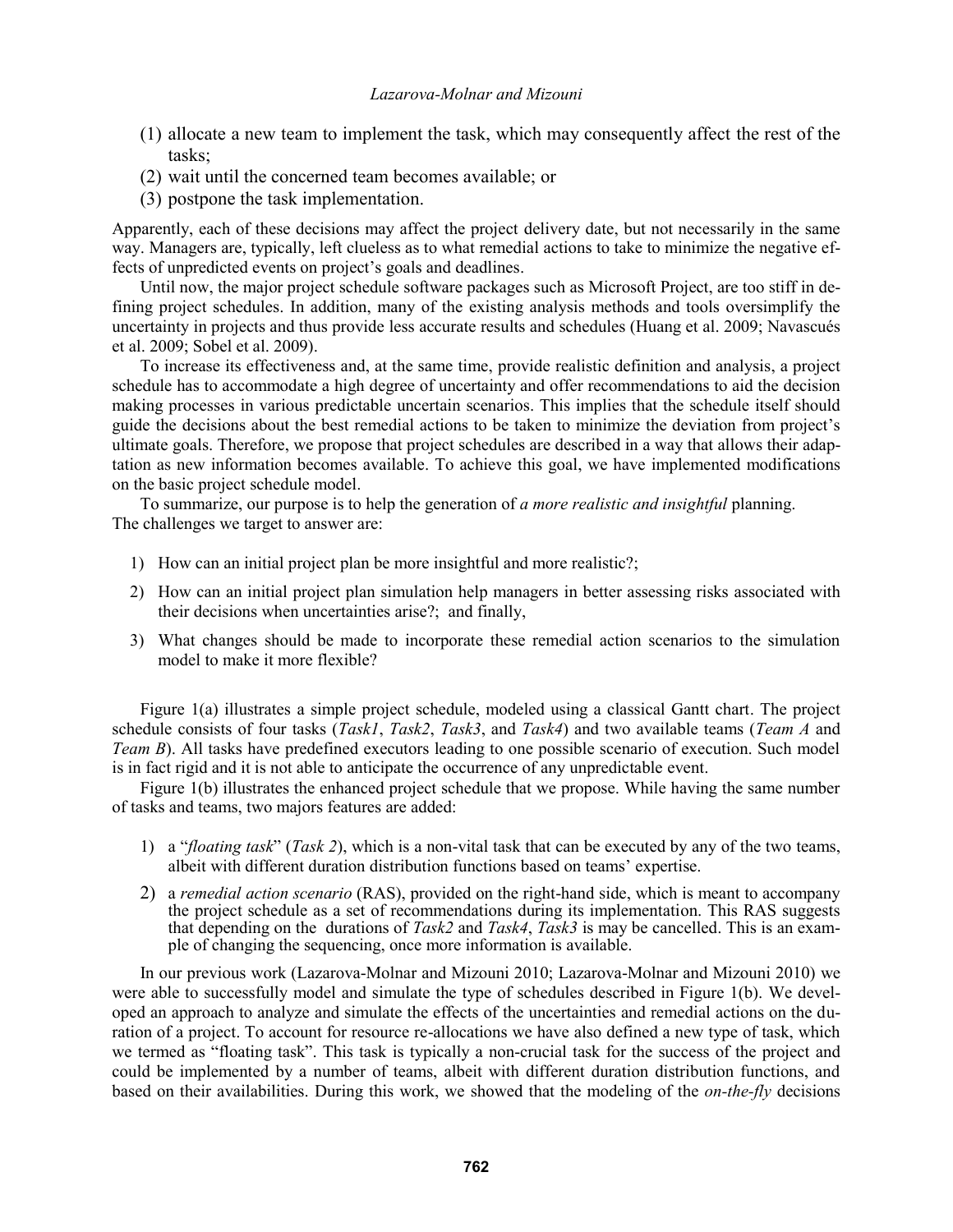(1) allocate a new team to implement the task, which may consequently affect the rest of the tasks;
(2) wait until the concerned team becomes available; or
(3) postpone the task implementation.

Apparently, each of these decisions may affect the project delivery date, but not necessarily in the same way. Managers are, typically, left clueless as to what remedial actions to take to minimize the negative effects of unpredicted events on project's goals and deadlines.

Until now, the major project schedule software packages such as Microsoft Project, are too stiff in defining project schedules. In addition, many of the existing analysis methods and tools oversimplify the uncertainty in projects and thus provide less accurate results and schedules (Huang et al. 2009; Navascués et al. 2009; Sobel et al. 2009).

To increase its effectiveness and, at the same time, provide realistic definition and analysis, a project schedule has to accommodate a high degree of uncertainty and offer recommendations to aid the decision making processes in various predictable uncertain scenarios. This implies that the schedule itself should guide the decisions about the best remedial actions to be taken to minimize the deviation from project's ultimate goals. Therefore, we propose that project schedules are described in a way that allows their adaptation as new information becomes available. To achieve this goal, we have implemented modifications on the basic project schedule model.

To summarize, our purpose is to help the generation of *a more realistic and insightful* planning. The challenges we target to answer are:

1) How can an initial project plan be more insightful and more realistic?;
2) How can an initial project plan simulation help managers in better assessing risks associated with their decisions when uncertainties arise?; and finally,
3) What changes should be made to incorporate these remedial action scenarios to the simulation model to make it more flexible?

Figure 1(a) illustrates a simple project schedule, modeled using a classical Gantt chart. The project schedule consists of four tasks (*Task1*, *Task2*, *Task3*, and *Task4*) and two available teams (*Team A* and *Team B*). All tasks have predefined executors leading to one possible scenario of execution. Such model is in fact rigid and it is not able to anticipate the occurrence of any unpredictable event.

Figure 1(b) illustrates the enhanced project schedule that we propose. While having the same number of tasks and teams, two majors features are added:

1) a "*floating task*" (*Task 2*), which is a non-vital task that can be executed by any of the two teams, albeit with different duration distribution functions based on teams' expertise.
2) a *remedial action scenario* (RAS), provided on the right-hand side, which is meant to accompany the project schedule as a set of recommendations during its implementation. This RAS suggests that depending on the durations of *Task2* and *Task4*, *Task3* is may be cancelled. This is an example of changing the sequencing, once more information is available.

In our previous work (Lazarova-Molnar and Mizouni 2010; Lazarova-Molnar and Mizouni 2010) we were able to successfully model and simulate the type of schedules described in Figure 1(b). We developed an approach to analyze and simulate the effects of the uncertainties and remedial actions on the duration of a project. To account for resource re-allocations we have also defined a new type of task, which we termed as "floating task". This task is typically a non-crucial task for the success of the project and could be implemented by a number of teams, albeit with different duration distribution functions, and based on their availabilities. During this work, we showed that the modeling of the *on-the-fly* decisions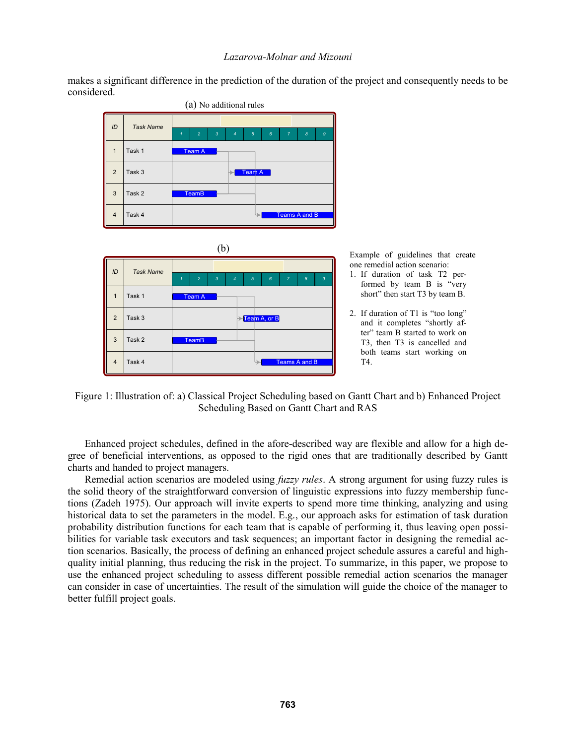makes a significant difference in the prediction of the duration of the project and consequently needs to be considered.

(a) No additional rules

| ID | Task Name |
|---|---|
| 1 | Task 1 |
| 2 | Task 3 |
| 3 | Task 2 |
| 4 | Task 4 |

(b)

| ID | Task Name |
|---|---|
| 1 | Task 1 |
| 2 | Task 3 |
| 3 | Task 2 |
| 4 | Task 4 |

Example of guidelines that create one remedial action scenario:

1. If duration of task T2 performed by team B is "very short" then start T3 by team B.
2. If duration of T1 is "too long" and it completes "shortly after" team B started to work on T3, then T3 is cancelled and both teams start working on T4.

Figure 1: Illustration of: a) Classical Project Scheduling based on Gantt Chart and b) Enhanced Project Scheduling Based on Gantt Chart and RAS

Enhanced project schedules, defined in the afore-described way are flexible and allow for a high degree of beneficial interventions, as opposed to the rigid ones that are traditionally described by Gantt charts and handed to project managers.

Remedial action scenarios are modeled using *fuzzy rules*. A strong argument for using fuzzy rules is the solid theory of the straightforward conversion of linguistic expressions into fuzzy membership functions (Zadeh 1975). Our approach will invite experts to spend more time thinking, analyzing and using historical data to set the parameters in the model. E.g., our approach asks for estimation of task duration probability distribution functions for each team that is capable of performing it, thus leaving open possibilities for variable task executors and task sequences; an important factor in designing the remedial action scenarios. Basically, the process of defining an enhanced project schedule assures a careful and high-quality initial planning, thus reducing the risk in the project. To summarize, in this paper, we propose to use the enhanced project scheduling to assess different possible remedial action scenarios the manager can consider in case of uncertainties. The result of the simulation will guide the choice of the manager to better fulfill project goals.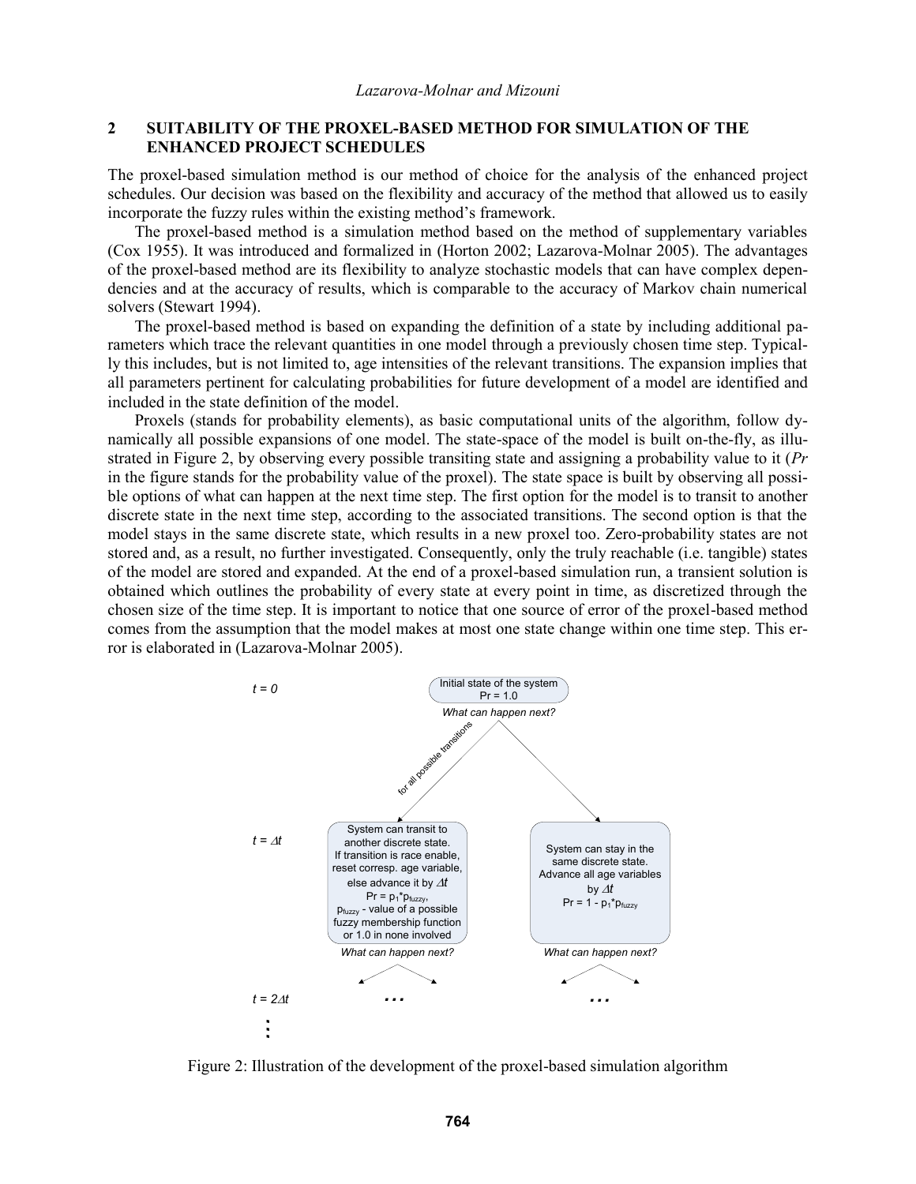## 2 SUITABILITY OF THE PROXEL-BASED METHOD FOR SIMULATION OF THE ENHANCED PROJECT SCHEDULES

The proxel-based simulation method is our method of choice for the analysis of the enhanced project schedules. Our decision was based on the flexibility and accuracy of the method that allowed us to easily incorporate the fuzzy rules within the existing method's framework.

The proxel-based method is a simulation method based on the method of supplementary variables (Cox 1955). It was introduced and formalized in (Horton 2002; Lazarova-Molnar 2005). The advantages of the proxel-based method are its flexibility to analyze stochastic models that can have complex dependencies and at the accuracy of results, which is comparable to the accuracy of Markov chain numerical solvers (Stewart 1994).

The proxel-based method is based on expanding the definition of a state by including additional parameters which trace the relevant quantities in one model through a previously chosen time step. Typically this includes, but is not limited to, age intensities of the relevant transitions. The expansion implies that all parameters pertinent for calculating probabilities for future development of a model are identified and included in the state definition of the model.

Proxels (stands for probability elements), as basic computational units of the algorithm, follow dynamically all possible expansions of one model. The state-space of the model is built on-the-fly, as illustrated in Figure 2, by observing every possible transiting state and assigning a probability value to it (*Pr* in the figure stands for the probability value of the proxel). The state space is built by observing all possible options of what can happen at the next time step. The first option for the model is to transit to another discrete state in the next time step, according to the associated transitions. The second option is that the model stays in the same discrete state, which results in a new proxel too. Zero-probability states are not stored and, as a result, no further investigated. Consequently, only the truly reachable (i.e. tangible) states of the model are stored and expanded. At the end of a proxel-based simulation run, a transient solution is obtained which outlines the probability of every state at every point in time, as discretized through the chosen size of the time step. It is important to notice that one source of error of the proxel-based method comes from the assumption that the model makes at most one state change within one time step. This error is elaborated in (Lazarova-Molnar 2005).

$t = 0$: Initial state of the system, Pr = 1.0 — *What can happen next?*

- (for all possible transitions) $t = \Delta t$: System can transit to another discrete state. If transition is race enable, reset corresp. age variable, else advance it by $\Delta t$. $Pr = p_1 * p_{fuzzy}$, $p_{fuzzy}$ - value of a possible fuzzy membership function or 1.0 in none involved — *What can happen next?*
- $t = \Delta t$: System can stay in the same discrete state. Advance all age variables by $\Delta t$. $Pr = 1 - p_1 * p_{fuzzy}$ — *What can happen next?*

$t = 2\Delta t$: ... ...

Figure 2: Illustration of the development of the proxel-based simulation algorithm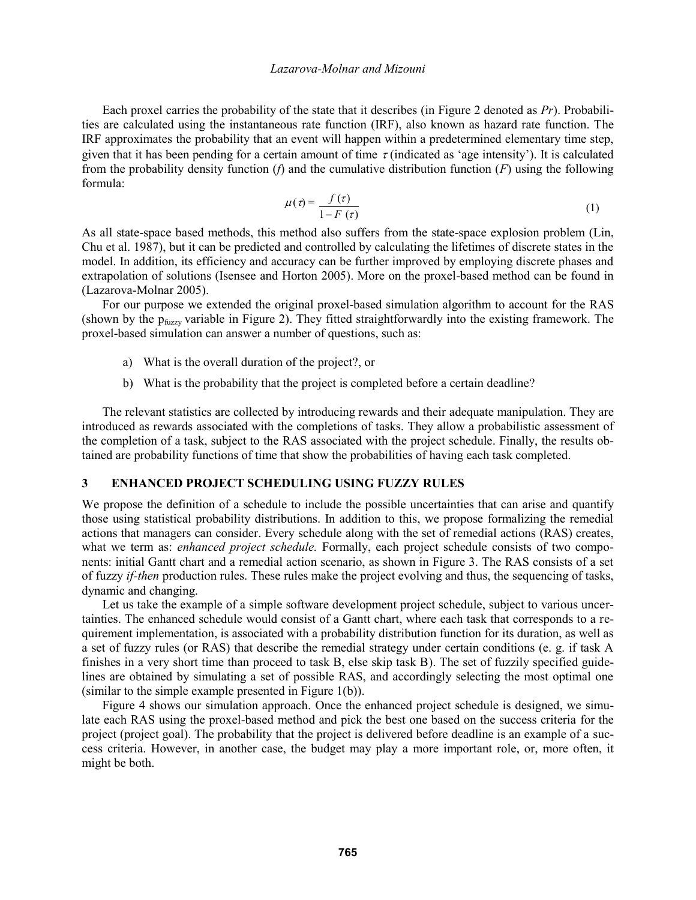Each proxel carries the probability of the state that it describes (in Figure 2 denoted as *Pr*). Probabilities are calculated using the instantaneous rate function (IRF), also known as hazard rate function. The IRF approximates the probability that an event will happen within a predetermined elementary time step, given that it has been pending for a certain amount of time $\tau$ (indicated as 'age intensity'). It is calculated from the probability density function (*f*) and the cumulative distribution function (*F*) using the following formula:

$$\mu(\tau) = \frac{f(\tau)}{1 - F(\tau)} \tag{1}$$

As all state-space based methods, this method also suffers from the state-space explosion problem (Lin, Chu et al. 1987), but it can be predicted and controlled by calculating the lifetimes of discrete states in the model. In addition, its efficiency and accuracy can be further improved by employing discrete phases and extrapolation of solutions (Isensee and Horton 2005). More on the proxel-based method can be found in (Lazarova-Molnar 2005).

For our purpose we extended the original proxel-based simulation algorithm to account for the RAS (shown by the $p_{fuzzy}$ variable in Figure 2). They fitted straightforwardly into the existing framework. The proxel-based simulation can answer a number of questions, such as:

a) What is the overall duration of the project?, or

b) What is the probability that the project is completed before a certain deadline?

The relevant statistics are collected by introducing rewards and their adequate manipulation. They are introduced as rewards associated with the completions of tasks. They allow a probabilistic assessment of the completion of a task, subject to the RAS associated with the project schedule. Finally, the results obtained are probability functions of time that show the probabilities of having each task completed.

## 3 ENHANCED PROJECT SCHEDULING USING FUZZY RULES

We propose the definition of a schedule to include the possible uncertainties that can arise and quantify those using statistical probability distributions. In addition to this, we propose formalizing the remedial actions that managers can consider. Every schedule along with the set of remedial actions (RAS) creates, what we term as: *enhanced project schedule.* Formally, each project schedule consists of two components: initial Gantt chart and a remedial action scenario, as shown in Figure 3. The RAS consists of a set of fuzzy *if-then* production rules. These rules make the project evolving and thus, the sequencing of tasks, dynamic and changing.

Let us take the example of a simple software development project schedule, subject to various uncertainties. The enhanced schedule would consist of a Gantt chart, where each task that corresponds to a requirement implementation, is associated with a probability distribution function for its duration, as well as a set of fuzzy rules (or RAS) that describe the remedial strategy under certain conditions (e. g. if task A finishes in a very short time than proceed to task B, else skip task B). The set of fuzzily specified guidelines are obtained by simulating a set of possible RAS, and accordingly selecting the most optimal one (similar to the simple example presented in Figure 1(b)).

Figure 4 shows our simulation approach. Once the enhanced project schedule is designed, we simulate each RAS using the proxel-based method and pick the best one based on the success criteria for the project (project goal). The probability that the project is delivered before deadline is an example of a success criteria. However, in another case, the budget may play a more important role, or, more often, it might be both.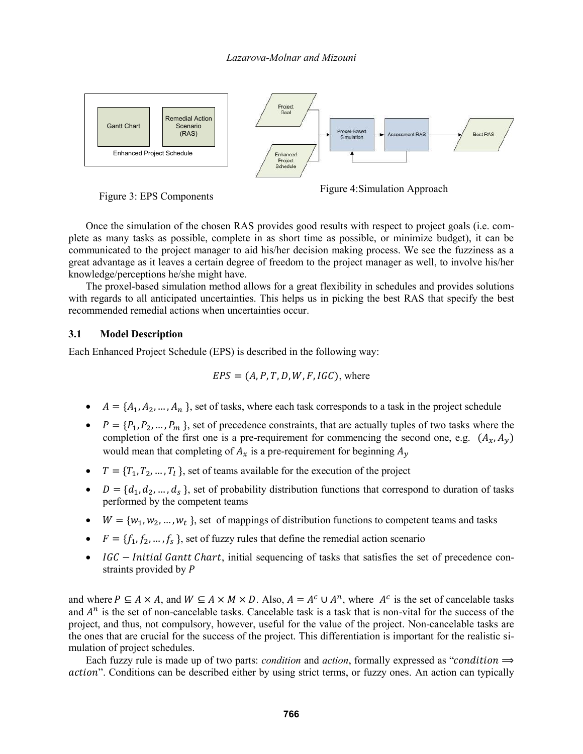Figure 3: EPS Components

Figure 4: Simulation Approach

Once the simulation of the chosen RAS provides good results with respect to project goals (i.e. complete as many tasks as possible, complete in as short time as possible, or minimize budget), it can be communicated to the project manager to aid his/her decision making process. We see the fuzziness as a great advantage as it leaves a certain degree of freedom to the project manager as well, to involve his/her knowledge/perceptions he/she might have.

The proxel-based simulation method allows for a great flexibility in schedules and provides solutions with regards to all anticipated uncertainties. This helps us in picking the best RAS that specify the best recommended remedial actions when uncertainties occur.

### 3.1 Model Description

Each Enhanced Project Schedule (EPS) is described in the following way:

$$EPS = (A, P, T, D, W, F, IGC), \text{ where}$$

- $A = \{A_1, A_2, \dots, A_n\}$, set of tasks, where each task corresponds to a task in the project schedule
- $P = \{P_1, P_2, \dots, P_m\}$, set of precedence constraints, that are actually tuples of two tasks where the completion of the first one is a pre-requirement for commencing the second one, e.g. $(A_x, A_y)$ would mean that completing of $A_x$ is a pre-requirement for beginning $A_y$
- $T = \{T_1, T_2, \dots, T_l\}$, set of teams available for the execution of the project
- $D = \{d_1, d_2, \dots, d_s\}$, set of probability distribution functions that correspond to duration of tasks performed by the competent teams
- $W = \{w_1, w_2, \dots, w_t\}$, set of mappings of distribution functions to competent teams and tasks
- $F = \{f_1, f_2, \dots, f_s\}$, set of fuzzy rules that define the remedial action scenario
- $IGC - Initial\ Gantt\ Chart$, initial sequencing of tasks that satisfies the set of precedence constraints provided by $P$

and where $P \subseteq A \times A$, and $W \subseteq A \times M \times D$. Also, $A = A^c \cup A^n$, where $A^c$ is the set of cancelable tasks and $A^n$ is the set of non-cancelable tasks. Cancelable task is a task that is non-vital for the success of the project, and thus, not compulsory, however, useful for the value of the project. Non-cancelable tasks are the ones that are crucial for the success of the project. This differentiation is important for the realistic simulation of project schedules.

Each fuzzy rule is made up of two parts: *condition* and *action*, formally expressed as "$condition \Longrightarrow action$". Conditions can be described either by using strict terms, or fuzzy ones. An action can typically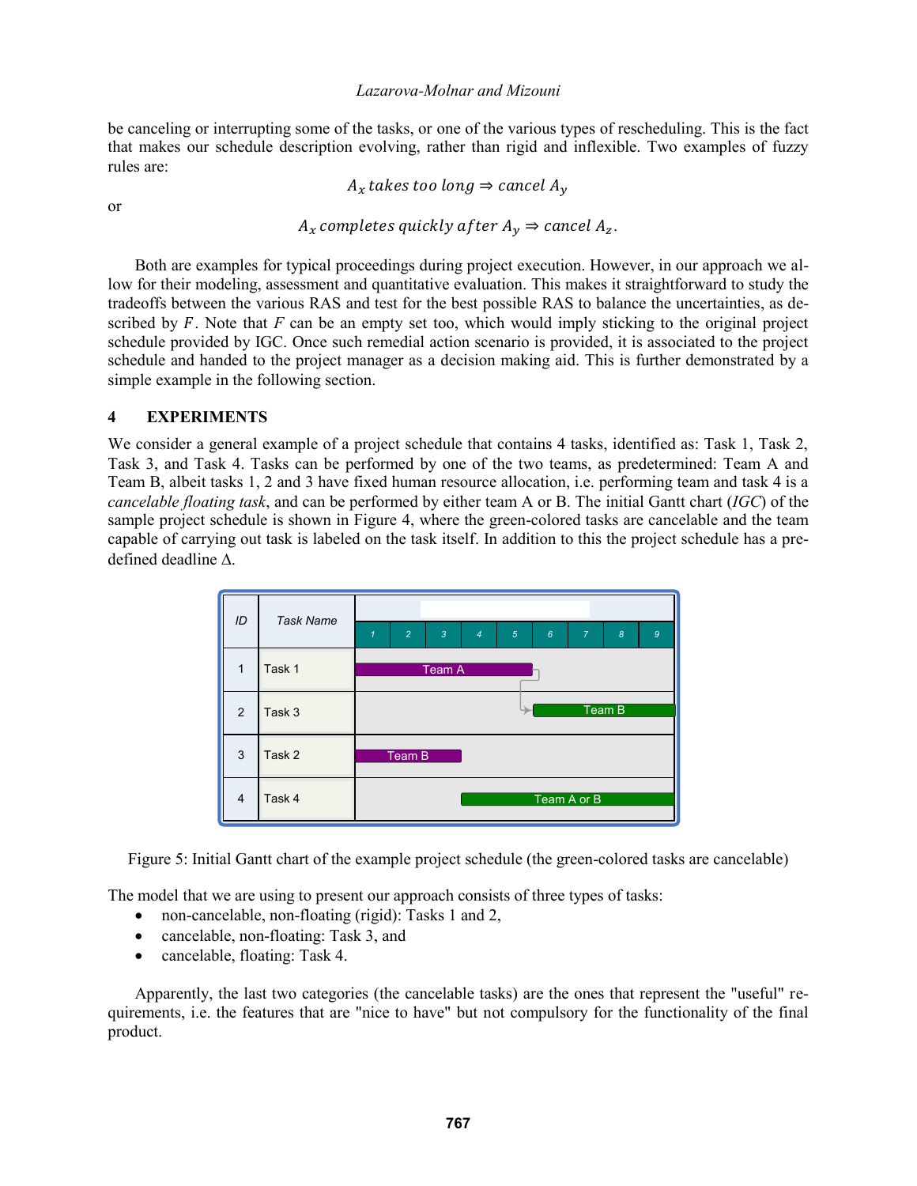be canceling or interrupting some of the tasks, or one of the various types of rescheduling. This is the fact that makes our schedule description evolving, rather than rigid and inflexible. Two examples of fuzzy rules are:

$$A_x \, takes \; too \; long \Rightarrow cancel \; A_y$$

or

$$A_x \, completes \; quickly \; after \; A_y \Rightarrow cancel \; A_z.$$

Both are examples for typical proceedings during project execution. However, in our approach we allow for their modeling, assessment and quantitative evaluation. This makes it straightforward to study the tradeoffs between the various RAS and test for the best possible RAS to balance the uncertainties, as described by $F$. Note that $F$ can be an empty set too, which would imply sticking to the original project schedule provided by IGC. Once such remedial action scenario is provided, it is associated to the project schedule and handed to the project manager as a decision making aid. This is further demonstrated by a simple example in the following section.

## 4 EXPERIMENTS

We consider a general example of a project schedule that contains 4 tasks, identified as: Task 1, Task 2, Task 3, and Task 4. Tasks can be performed by one of the two teams, as predetermined: Team A and Team B, albeit tasks 1, 2 and 3 have fixed human resource allocation, i.e. performing team and task 4 is a *cancelable floating task*, and can be performed by either team A or B. The initial Gantt chart (*IGC*) of the sample project schedule is shown in Figure 4, where the green-colored tasks are cancelable and the team capable of carrying out task is labeled on the task itself. In addition to this the project schedule has a predefined deadline Δ.

| ID | Task Name | Team |
|---|---|---|
| 1 | Task 1 | Team A |
| 2 | Task 3 | Team B |
| 3 | Task 2 | Team B |
| 4 | Task 4 | Team A or B |

Figure 5: Initial Gantt chart of the example project schedule (the green-colored tasks are cancelable)

The model that we are using to present our approach consists of three types of tasks:

- non-cancelable, non-floating (rigid): Tasks 1 and 2,
- cancelable, non-floating: Task 3, and
- cancelable, floating: Task 4.

Apparently, the last two categories (the cancelable tasks) are the ones that represent the "useful" requirements, i.e. the features that are "nice to have" but not compulsory for the functionality of the final product.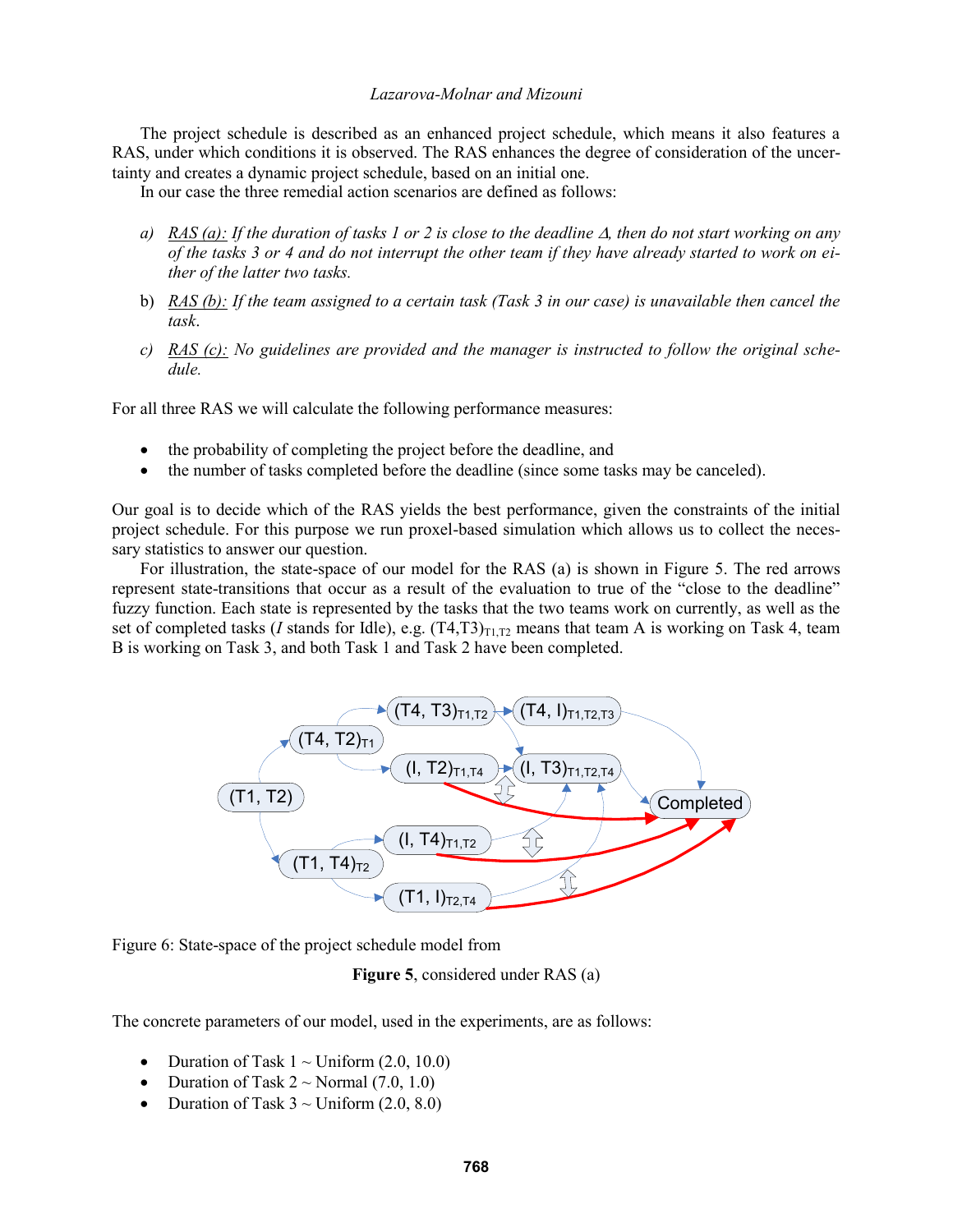The project schedule is described as an enhanced project schedule, which means it also features a RAS, under which conditions it is observed. The RAS enhances the degree of consideration of the uncertainty and creates a dynamic project schedule, based on an initial one.

In our case the three remedial action scenarios are defined as follows:

a) *RAS (a): If the duration of tasks 1 or 2 is close to the deadline Δ, then do not start working on any of the tasks 3 or 4 and do not interrupt the other team if they have already started to work on either of the latter two tasks.*

b) RAS (b): If the team assigned to a certain task (Task 3 in our case) is unavailable then cancel the task.

c) *RAS (c): No guidelines are provided and the manager is instructed to follow the original schedule.*

For all three RAS we will calculate the following performance measures:

- the probability of completing the project before the deadline, and
- the number of tasks completed before the deadline (since some tasks may be canceled).

Our goal is to decide which of the RAS yields the best performance, given the constraints of the initial project schedule. For this purpose we run proxel-based simulation which allows us to collect the necessary statistics to answer our question.

For illustration, the state-space of our model for the RAS (a) is shown in Figure 5. The red arrows represent state-transitions that occur as a result of the evaluation to true of the "close to the deadline" fuzzy function. Each state is represented by the tasks that the two teams work on currently, as well as the set of completed tasks (*I* stands for Idle), e.g. $(T4,T3)_{T1,T2}$ means that team A is working on Task 4, team B is working on Task 3, and both Task 1 and Task 2 have been completed.

Figure 6: State-space of the project schedule model from

**Figure 5**, considered under RAS (a)

The concrete parameters of our model, used in the experiments, are as follows:

- Duration of Task 1 ~ Uniform (2.0, 10.0)
- Duration of Task 2 ~ Normal (7.0, 1.0)
- Duration of Task 3 ~ Uniform (2.0, 8.0)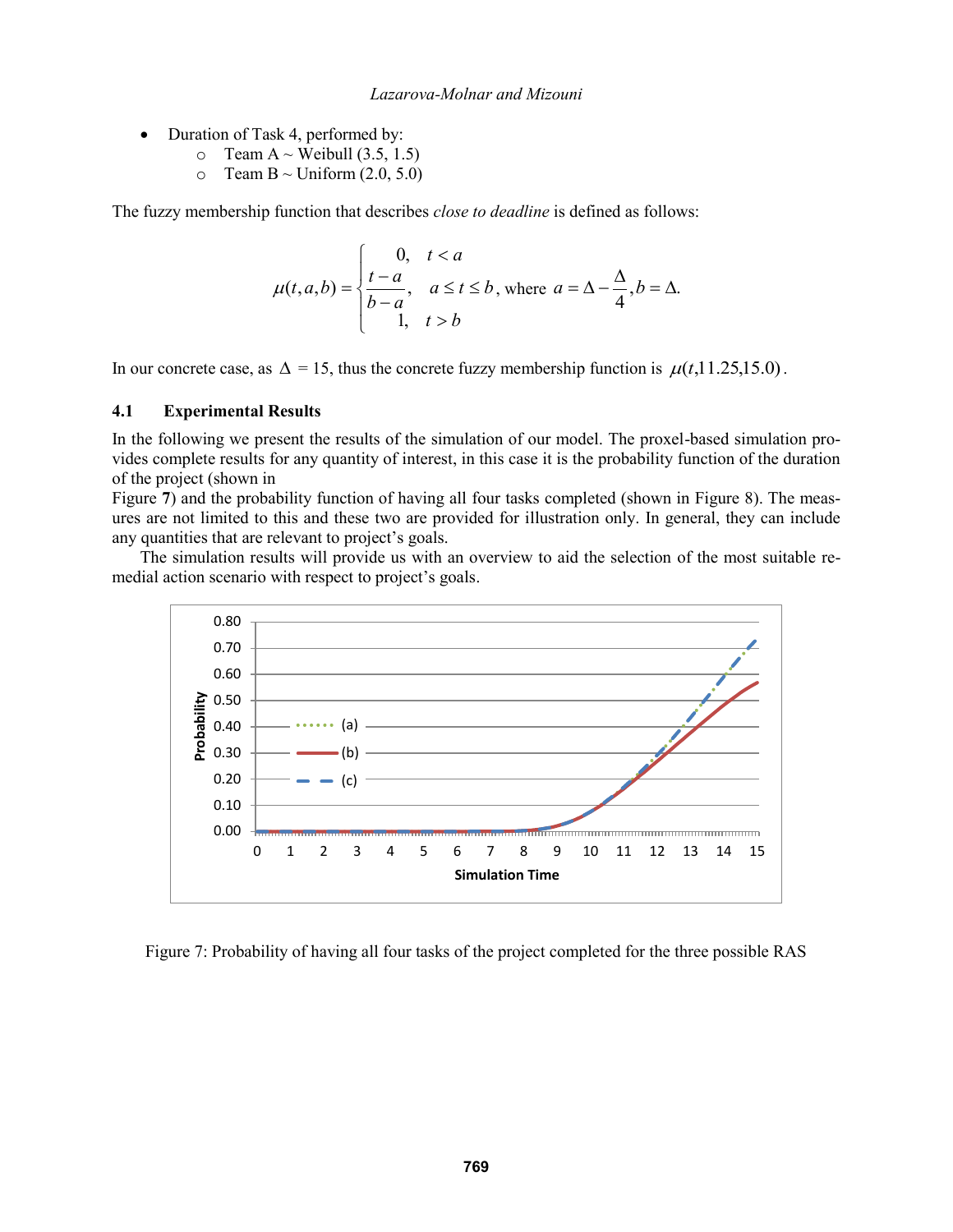- Duration of Task 4, performed by:
  - Team A ~ Weibull (3.5, 1.5)
  - Team B ~ Uniform (2.0, 5.0)

The fuzzy membership function that describes *close to deadline* is defined as follows:

$$\mu(t,a,b)=\begin{cases}0, & t<a\\ \dfrac{t-a}{b-a}, & a\le t\le b\\ 1, & t>b\end{cases}, \text{ where } a=\Delta-\frac{\Delta}{4}, b=\Delta.$$

In our concrete case, as $\Delta$ = 15, thus the concrete fuzzy membership function is $\mu(t,11.25,15.0)$.

### 4.1 Experimental Results

In the following we present the results of the simulation of our model. The proxel-based simulation provides complete results for any quantity of interest, in this case it is the probability function of the duration of the project (shown in
Figure **7**) and the probability function of having all four tasks completed (shown in Figure 8). The measures are not limited to this and these two are provided for illustration only. In general, they can include any quantities that are relevant to project's goals.

The simulation results will provide us with an overview to aid the selection of the most suitable remedial action scenario with respect to project's goals.

Figure 7: Probability of having all four tasks of the project completed for the three possible RAS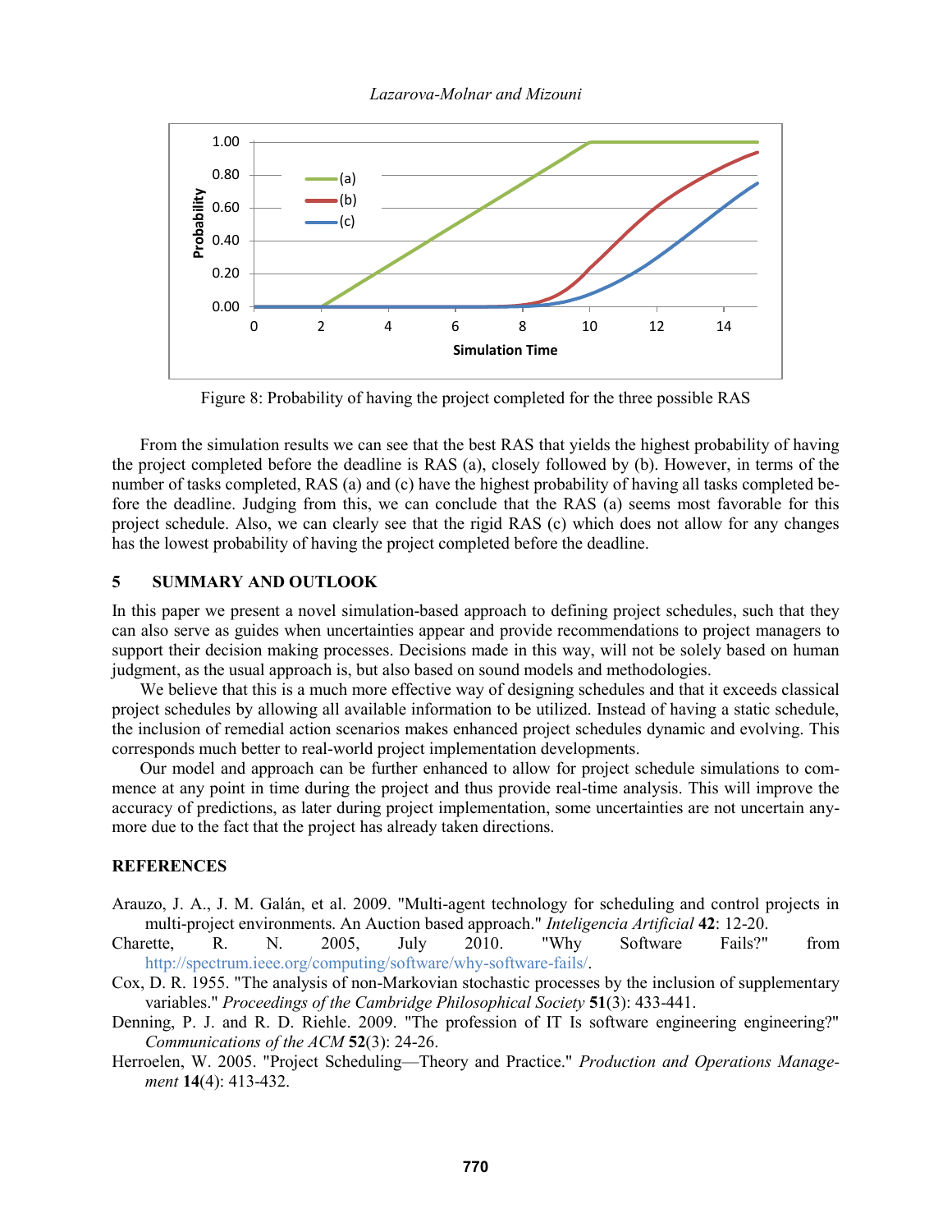1.00
0.80
0.60
0.40
0.20
0.00

Probability

(a)
(b)
(c)

0 2 4 6 8 10 12 14

Simulation Time

Figure 8: Probability of having the project completed for the three possible RAS

From the simulation results we can see that the best RAS that yields the highest probability of having the project completed before the deadline is RAS (a), closely followed by (b). However, in terms of the number of tasks completed, RAS (a) and (c) have the highest probability of having all tasks completed before the deadline. Judging from this, we can conclude that the RAS (a) seems most favorable for this project schedule. Also, we can clearly see that the rigid RAS (c) which does not allow for any changes has the lowest probability of having the project completed before the deadline.

## 5 SUMMARY AND OUTLOOK

In this paper we present a novel simulation-based approach to defining project schedules, such that they can also serve as guides when uncertainties appear and provide recommendations to project managers to support their decision making processes. Decisions made in this way, will not be solely based on human judgment, as the usual approach is, but also based on sound models and methodologies.

We believe that this is a much more effective way of designing schedules and that it exceeds classical project schedules by allowing all available information to be utilized. Instead of having a static schedule, the inclusion of remedial action scenarios makes enhanced project schedules dynamic and evolving. This corresponds much better to real-world project implementation developments.

Our model and approach can be further enhanced to allow for project schedule simulations to commence at any point in time during the project and thus provide real-time analysis. This will improve the accuracy of predictions, as later during project implementation, some uncertainties are not uncertain anymore due to the fact that the project has already taken directions.

## REFERENCES

Arauzo, J. A., J. M. Galán, et al. 2009. "Multi-agent technology for scheduling and control projects in multi-project environments. An Auction based approach." *Inteligencia Artificial* **42**: 12-20.

Charette, R. N. 2005, July 2010. "Why Software Fails?" from http://spectrum.ieee.org/computing/software/why-software-fails/.

Cox, D. R. 1955. "The analysis of non-Markovian stochastic processes by the inclusion of supplementary variables." *Proceedings of the Cambridge Philosophical Society* **51**(3): 433-441.

Denning, P. J. and R. D. Riehle. 2009. "The profession of IT Is software engineering engineering?" *Communications of the ACM* **52**(3): 24-26.

Herroelen, W. 2005. "Project Scheduling—Theory and Practice." *Production and Operations Management* **14**(4): 413-432.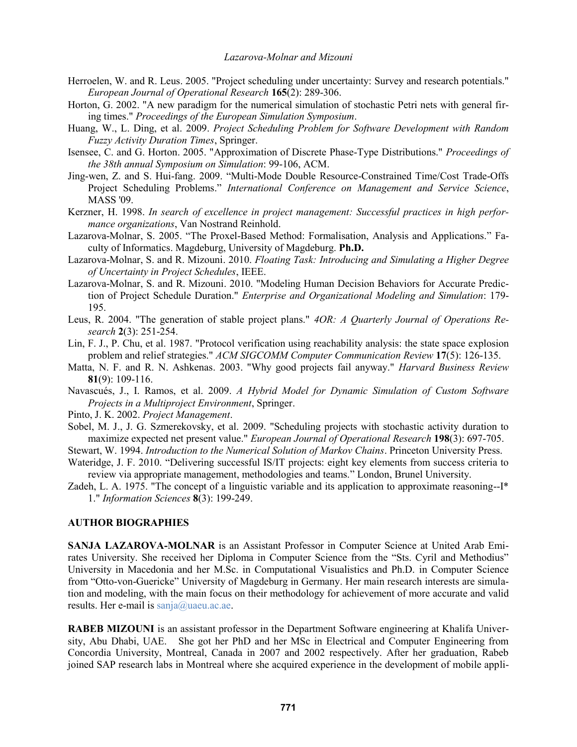Herroelen, W. and R. Leus. 2005. "Project scheduling under uncertainty: Survey and research potentials." *European Journal of Operational Research* **165**(2): 289-306.

Horton, G. 2002. "A new paradigm for the numerical simulation of stochastic Petri nets with general firing times." *Proceedings of the European Simulation Symposium*.

Huang, W., L. Ding, et al. 2009. *Project Scheduling Problem for Software Development with Random Fuzzy Activity Duration Times*, Springer.

Isensee, C. and G. Horton. 2005. "Approximation of Discrete Phase-Type Distributions." *Proceedings of the 38th annual Symposium on Simulation*: 99-106, ACM.

Jing-wen, Z. and S. Hui-fang. 2009. "Multi-Mode Double Resource-Constrained Time/Cost Trade-Offs Project Scheduling Problems." *International Conference on Management and Service Science*, MASS '09.

Kerzner, H. 1998. *In search of excellence in project management: Successful practices in high performance organizations*, Van Nostrand Reinhold.

Lazarova-Molnar, S. 2005. "The Proxel-Based Method: Formalisation, Analysis and Applications." Faculty of Informatics. Magdeburg, University of Magdeburg. **Ph.D.**

Lazarova-Molnar, S. and R. Mizouni. 2010. *Floating Task: Introducing and Simulating a Higher Degree of Uncertainty in Project Schedules*, IEEE.

Lazarova-Molnar, S. and R. Mizouni. 2010. "Modeling Human Decision Behaviors for Accurate Prediction of Project Schedule Duration." *Enterprise and Organizational Modeling and Simulation*: 179-195.

Leus, R. 2004. "The generation of stable project plans." *4OR: A Quarterly Journal of Operations Research* **2**(3): 251-254.

Lin, F. J., P. Chu, et al. 1987. "Protocol verification using reachability analysis: the state space explosion problem and relief strategies." *ACM SIGCOMM Computer Communication Review* **17**(5): 126-135.

Matta, N. F. and R. N. Ashkenas. 2003. "Why good projects fail anyway." *Harvard Business Review* **81**(9): 109-116.

Navascués, J., I. Ramos, et al. 2009. *A Hybrid Model for Dynamic Simulation of Custom Software Projects in a Multiproject Environment*, Springer.

Pinto, J. K. 2002. *Project Management*.

Sobel, M. J., J. G. Szmerekovsky, et al. 2009. "Scheduling projects with stochastic activity duration to maximize expected net present value." *European Journal of Operational Research* **198**(3): 697-705.

Stewart, W. 1994. *Introduction to the Numerical Solution of Markov Chains*. Princeton University Press.

Wateridge, J. F. 2010. "Delivering successful IS/IT projects: eight key elements from success criteria to review via appropriate management, methodologies and teams." London, Brunel University.

Zadeh, L. A. 1975. "The concept of a linguistic variable and its application to approximate reasoning--I* 1." *Information Sciences* **8**(3): 199-249.

## AUTHOR BIOGRAPHIES

**SANJA LAZAROVA-MOLNAR** is an Assistant Professor in Computer Science at United Arab Emirates University. She received her Diploma in Computer Science from the "Sts. Cyril and Methodius" University in Macedonia and her M.Sc. in Computational Visualistics and Ph.D. in Computer Science from "Otto-von-Guericke" University of Magdeburg in Germany. Her main research interests are simulation and modeling, with the main focus on their methodology for achievement of more accurate and valid results. Her e-mail is sanja@uaeu.ac.ae.

**RABEB MIZOUNI** is an assistant professor in the Department Software engineering at Khalifa University, Abu Dhabi, UAE. She got her PhD and her MSc in Electrical and Computer Engineering from Concordia University, Montreal, Canada in 2007 and 2002 respectively. After her graduation, Rabeb joined SAP research labs in Montreal where she acquired experience in the development of mobile appli-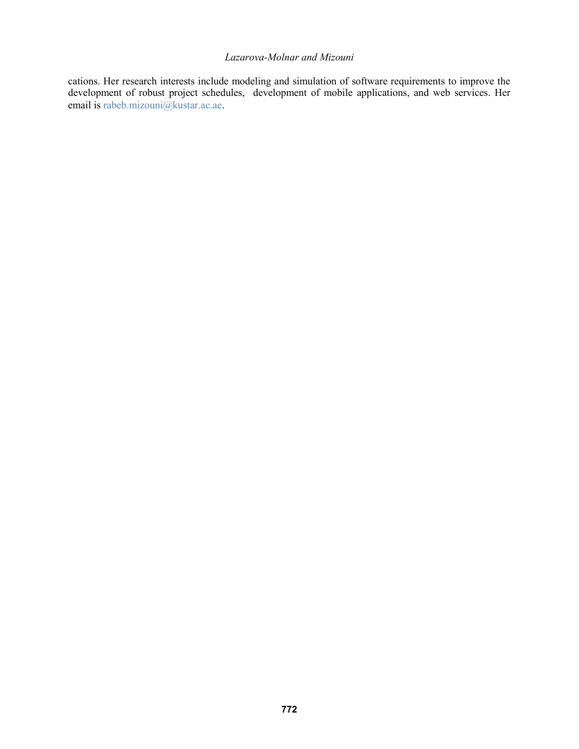cations. Her research interests include modeling and simulation of software requirements to improve the development of robust project schedules, development of mobile applications, and web services. Her email is rabeb.mizouni@kustar.ac.ae.